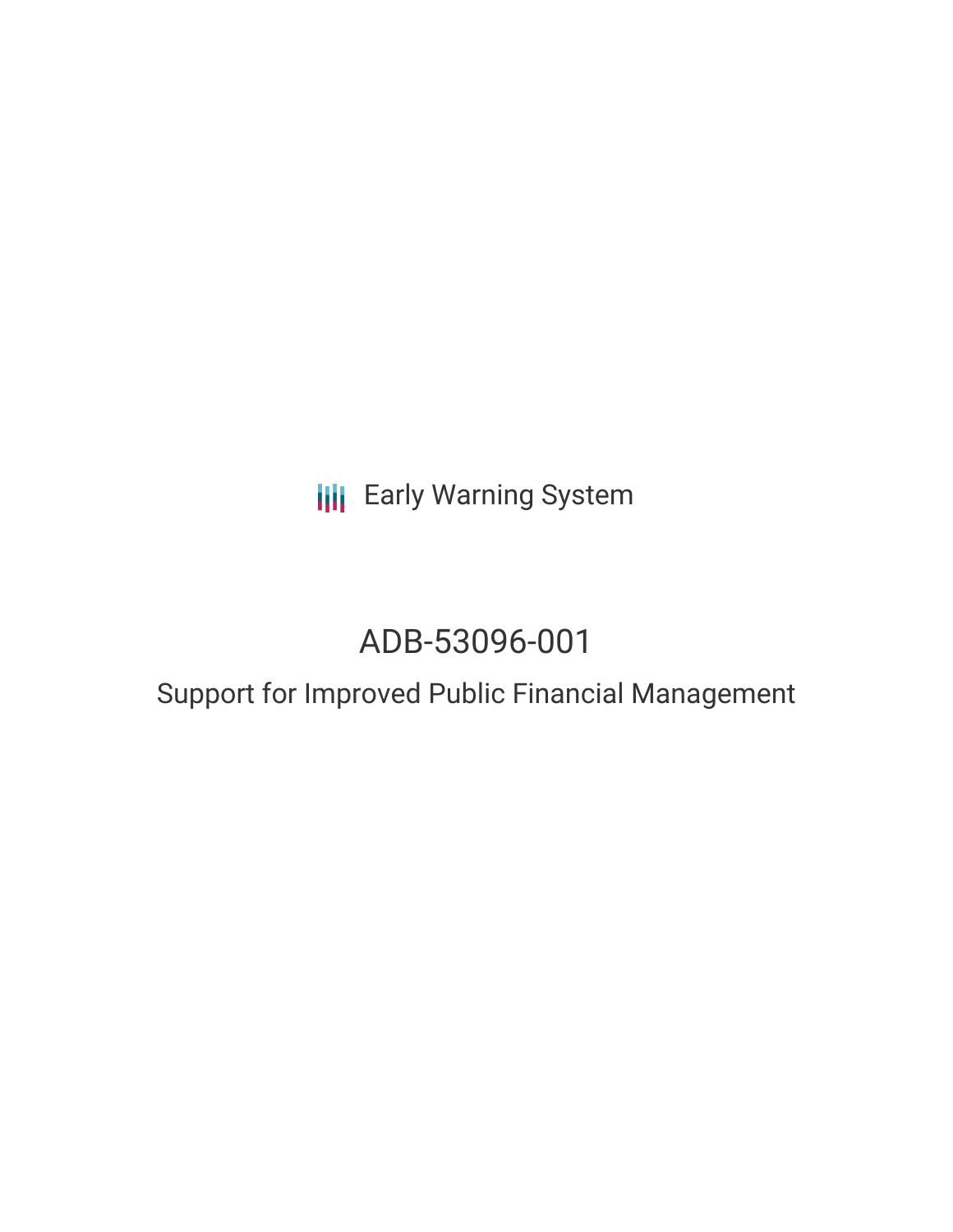Early Warning System

# ADB-53096-001

## Support for Improved Public Financial Management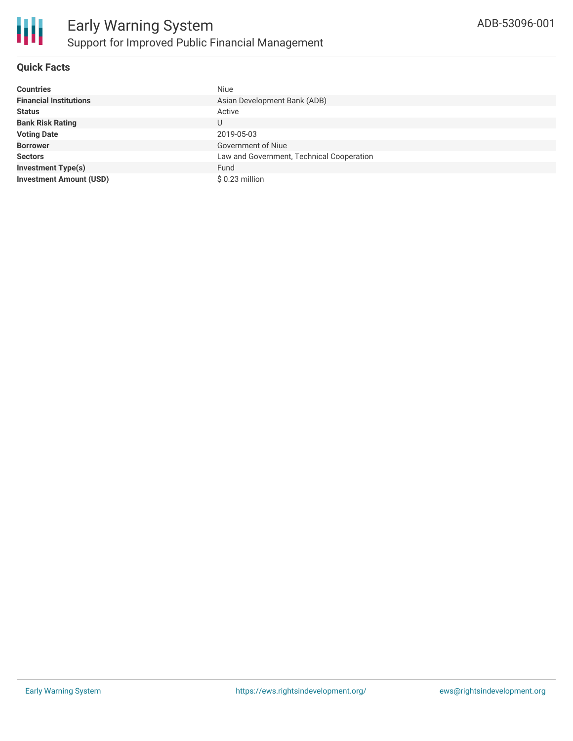# Early Warning System

## Support for Improved Public Financial Management

ADB-53096-001

### Quick Facts

| | |
|---|---|
| **Countries** | Niue |
| **Financial Institutions** | Asian Development Bank (ADB) |
| **Status** | Active |
| **Bank Risk Rating** | U |
| **Voting Date** | 2019-05-03 |
| **Borrower** | Government of Niue |
| **Sectors** | Law and Government, Technical Cooperation |
| **Investment Type(s)** | Fund |
| **Investment Amount (USD)** | $ 0.23 million |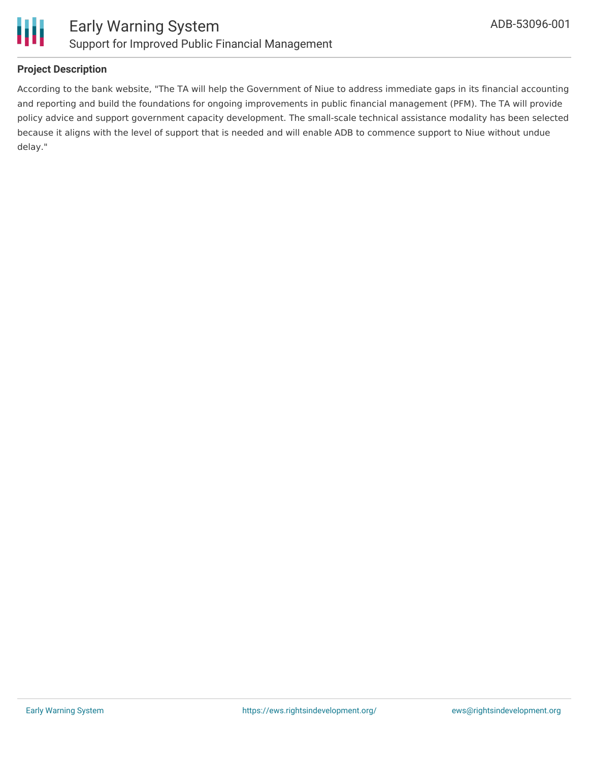**Project Description**

According to the bank website, "The TA will help the Government of Niue to address immediate gaps in its financial accounting and reporting and build the foundations for ongoing improvements in public financial management (PFM). The TA will provide policy advice and support government capacity development. The small-scale technical assistance modality has been selected because it aligns with the level of support that is needed and will enable ADB to commence support to Niue without undue delay."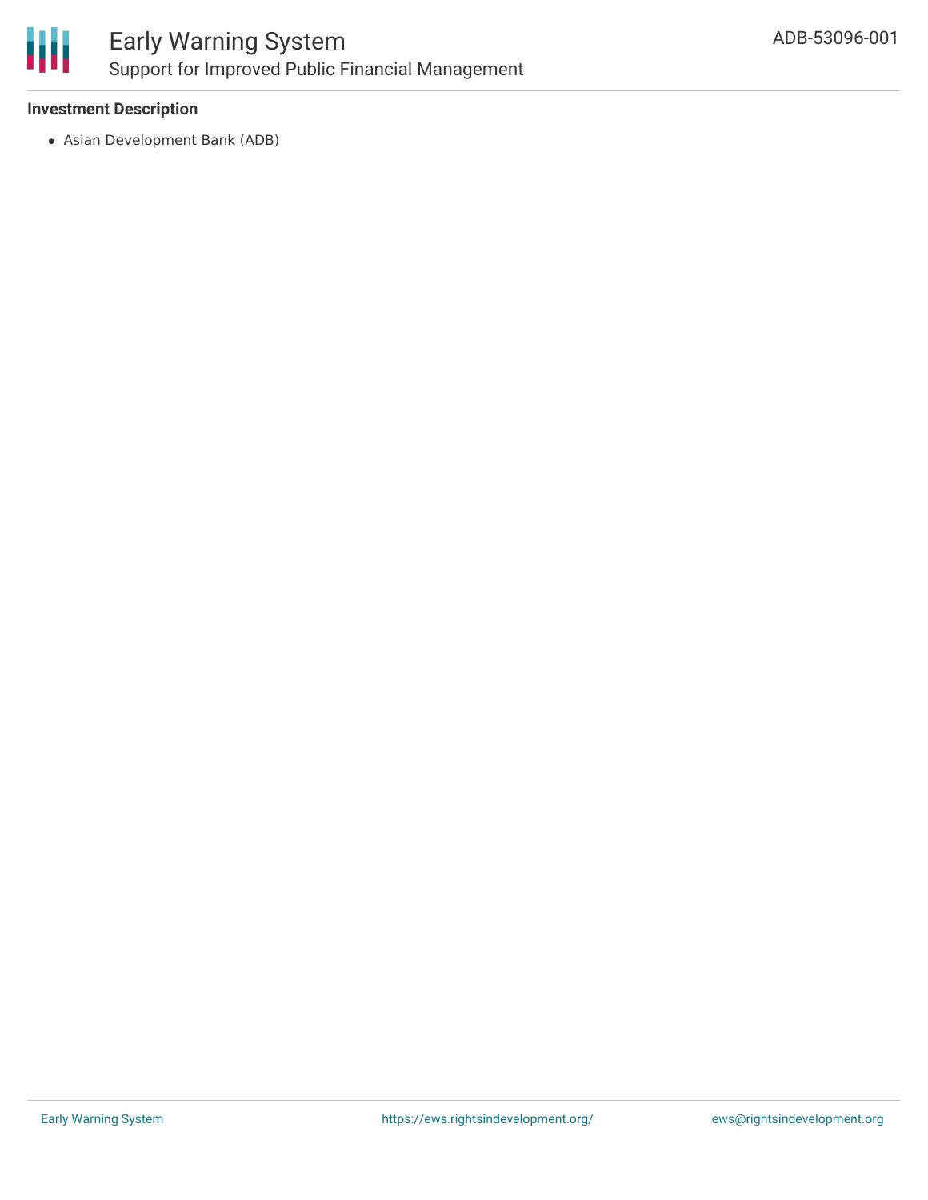**Investment Description**

- Asian Development Bank (ADB)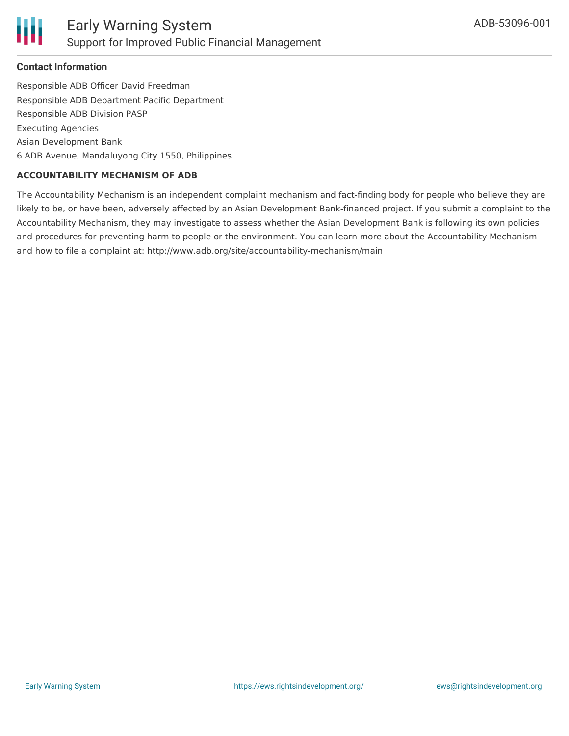### Contact Information

Responsible ADB Officer David Freedman
Responsible ADB Department Pacific Department
Responsible ADB Division PASP
Executing Agencies
Asian Development Bank
6 ADB Avenue, Mandaluyong City 1550, Philippines

#### ACCOUNTABILITY MECHANISM OF ADB

The Accountability Mechanism is an independent complaint mechanism and fact-finding body for people who believe they are likely to be, or have been, adversely affected by an Asian Development Bank-financed project. If you submit a complaint to the Accountability Mechanism, they may investigate to assess whether the Asian Development Bank is following its own policies and procedures for preventing harm to people or the environment. You can learn more about the Accountability Mechanism and how to file a complaint at: http://www.adb.org/site/accountability-mechanism/main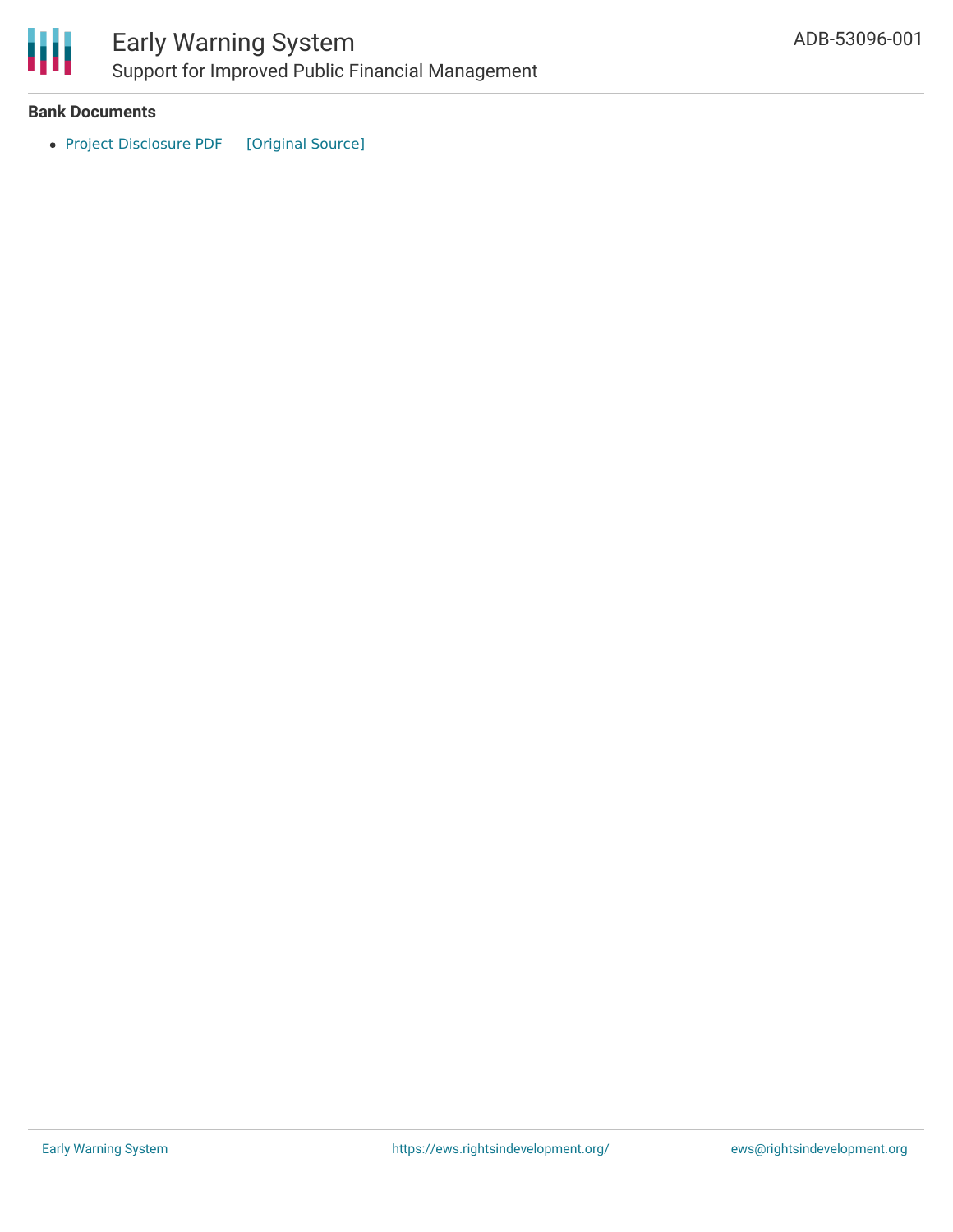### Bank Documents

- Project Disclosure PDF [Original Source]